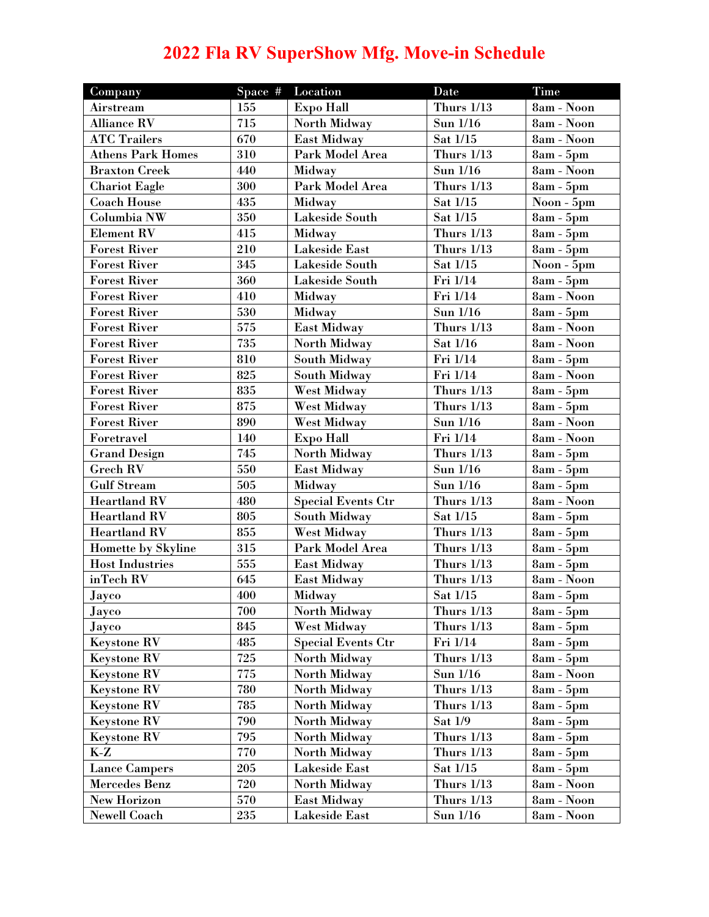# 2022 Fla RV SuperShow Mfg. Move-in Schedule

| Company | Space # | Location | Date | Time |
|---|---|---|---|---|
| Airstream | 155 | Expo Hall | Thurs 1/13 | 8am - Noon |
| Alliance RV | 715 | North Midway | Sun 1/16 | 8am - Noon |
| ATC Trailers | 670 | East Midway | Sat 1/15 | 8am - Noon |
| Athens Park Homes | 310 | Park Model Area | Thurs 1/13 | 8am - 5pm |
| Braxton Creek | 440 | Midway | Sun 1/16 | 8am - Noon |
| Chariot Eagle | 300 | Park Model Area | Thurs 1/13 | 8am - 5pm |
| Coach House | 435 | Midway | Sat 1/15 | Noon - 5pm |
| Columbia NW | 350 | Lakeside South | Sat 1/15 | 8am - 5pm |
| Element RV | 415 | Midway | Thurs 1/13 | 8am - 5pm |
| Forest River | 210 | Lakeside East | Thurs 1/13 | 8am - 5pm |
| Forest River | 345 | Lakeside South | Sat 1/15 | Noon - 5pm |
| Forest River | 360 | Lakeside South | Fri 1/14 | 8am - 5pm |
| Forest River | 410 | Midway | Fri 1/14 | 8am - Noon |
| Forest River | 530 | Midway | Sun 1/16 | 8am - 5pm |
| Forest River | 575 | East Midway | Thurs 1/13 | 8am - Noon |
| Forest River | 735 | North Midway | Sat 1/16 | 8am - Noon |
| Forest River | 810 | South Midway | Fri 1/14 | 8am - 5pm |
| Forest River | 825 | South Midway | Fri 1/14 | 8am - Noon |
| Forest River | 835 | West Midway | Thurs 1/13 | 8am - 5pm |
| Forest River | 875 | West Midway | Thurs 1/13 | 8am - 5pm |
| Forest River | 890 | West Midway | Sun 1/16 | 8am - Noon |
| Foretravel | 140 | Expo Hall | Fri 1/14 | 8am - Noon |
| Grand Design | 745 | North Midway | Thurs 1/13 | 8am - 5pm |
| Grech RV | 550 | East Midway | Sun 1/16 | 8am - 5pm |
| Gulf Stream | 505 | Midway | Sun 1/16 | 8am - 5pm |
| Heartland RV | 480 | Special Events Ctr | Thurs 1/13 | 8am - Noon |
| Heartland RV | 805 | South Midway | Sat 1/15 | 8am - 5pm |
| Heartland RV | 855 | West Midway | Thurs 1/13 | 8am - 5pm |
| Homette by Skyline | 315 | Park Model Area | Thurs 1/13 | 8am - 5pm |
| Host Industries | 555 | East Midway | Thurs 1/13 | 8am - 5pm |
| inTech RV | 645 | East Midway | Thurs 1/13 | 8am - Noon |
| Jayco | 400 | Midway | Sat 1/15 | 8am - 5pm |
| Jayco | 700 | North Midway | Thurs 1/13 | 8am - 5pm |
| Jayco | 845 | West Midway | Thurs 1/13 | 8am - 5pm |
| Keystone RV | 485 | Special Events Ctr | Fri 1/14 | 8am - 5pm |
| Keystone RV | 725 | North Midway | Thurs 1/13 | 8am - 5pm |
| Keystone RV | 775 | North Midway | Sun 1/16 | 8am - Noon |
| Keystone RV | 780 | North Midway | Thurs 1/13 | 8am - 5pm |
| Keystone RV | 785 | North Midway | Thurs 1/13 | 8am - 5pm |
| Keystone RV | 790 | North Midway | Sat 1/9 | 8am - 5pm |
| Keystone RV | 795 | North Midway | Thurs 1/13 | 8am - 5pm |
| K-Z | 770 | North Midway | Thurs 1/13 | 8am - 5pm |
| Lance Campers | 205 | Lakeside East | Sat 1/15 | 8am - 5pm |
| Mercedes Benz | 720 | North Midway | Thurs 1/13 | 8am - Noon |
| New Horizon | 570 | East Midway | Thurs 1/13 | 8am - Noon |
| Newell Coach | 235 | Lakeside East | Sun 1/16 | 8am - Noon |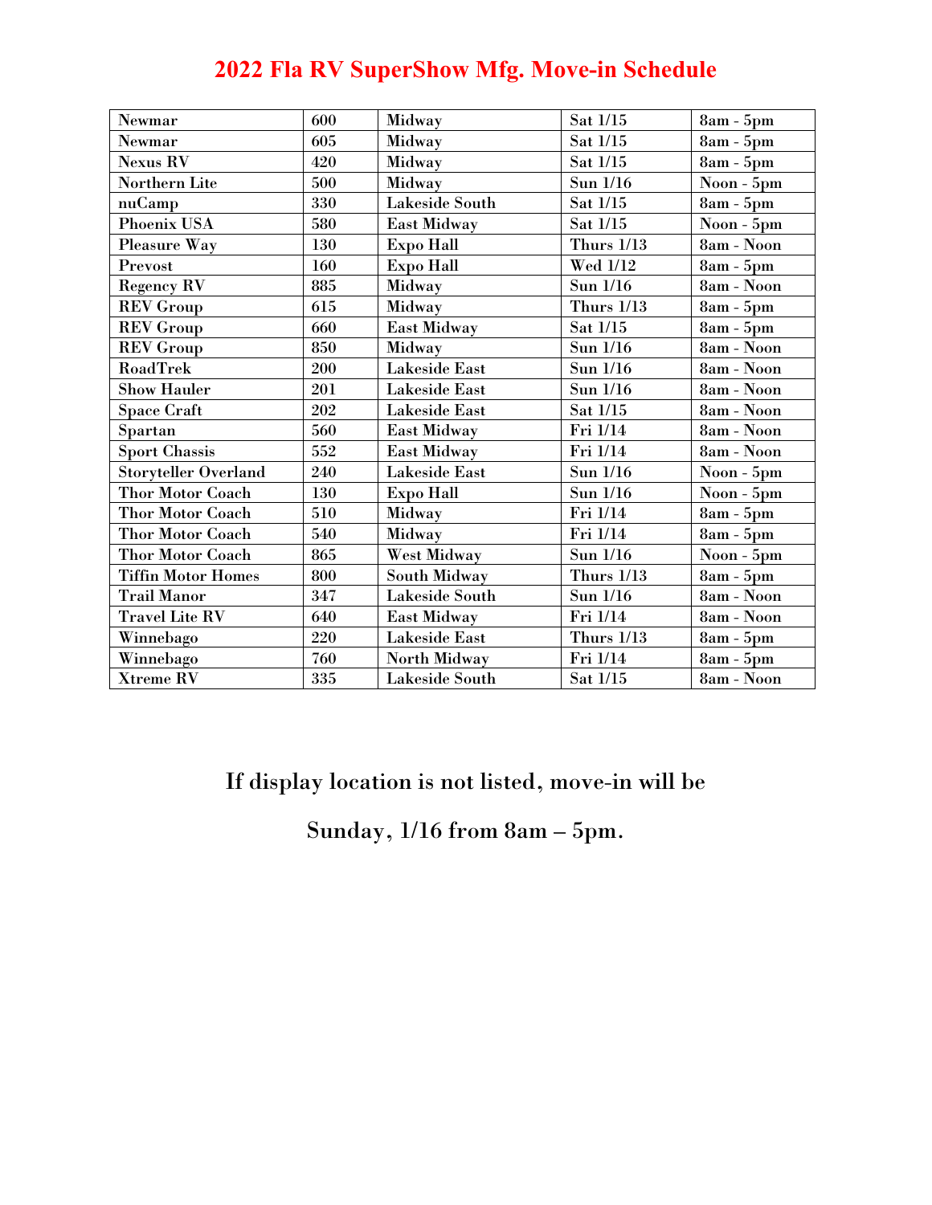# 2022 Fla RV SuperShow Mfg. Move-in Schedule

| | | | | |
|---|---|---|---|---|
| Newmar | 600 | Midway | Sat 1/15 | 8am - 5pm |
| Newmar | 605 | Midway | Sat 1/15 | 8am - 5pm |
| Nexus RV | 420 | Midway | Sat 1/15 | 8am - 5pm |
| Northern Lite | 500 | Midway | Sun 1/16 | Noon - 5pm |
| nuCamp | 330 | Lakeside South | Sat 1/15 | 8am - 5pm |
| Phoenix USA | 580 | East Midway | Sat 1/15 | Noon - 5pm |
| Pleasure Way | 130 | Expo Hall | Thurs 1/13 | 8am - Noon |
| Prevost | 160 | Expo Hall | Wed 1/12 | 8am - 5pm |
| Regency RV | 885 | Midway | Sun 1/16 | 8am - Noon |
| REV Group | 615 | Midway | Thurs 1/13 | 8am - 5pm |
| REV Group | 660 | East Midway | Sat 1/15 | 8am - 5pm |
| REV Group | 850 | Midway | Sun 1/16 | 8am - Noon |
| RoadTrek | 200 | Lakeside East | Sun 1/16 | 8am - Noon |
| Show Hauler | 201 | Lakeside East | Sun 1/16 | 8am - Noon |
| Space Craft | 202 | Lakeside East | Sat 1/15 | 8am - Noon |
| Spartan | 560 | East Midway | Fri 1/14 | 8am - Noon |
| Sport Chassis | 552 | East Midway | Fri 1/14 | 8am - Noon |
| Storyteller Overland | 240 | Lakeside East | Sun 1/16 | Noon - 5pm |
| Thor Motor Coach | 130 | Expo Hall | Sun 1/16 | Noon - 5pm |
| Thor Motor Coach | 510 | Midway | Fri 1/14 | 8am - 5pm |
| Thor Motor Coach | 540 | Midway | Fri 1/14 | 8am - 5pm |
| Thor Motor Coach | 865 | West Midway | Sun 1/16 | Noon - 5pm |
| Tiffin Motor Homes | 800 | South Midway | Thurs 1/13 | 8am - 5pm |
| Trail Manor | 347 | Lakeside South | Sun 1/16 | 8am - Noon |
| Travel Lite RV | 640 | East Midway | Fri 1/14 | 8am - Noon |
| Winnebago | 220 | Lakeside East | Thurs 1/13 | 8am - 5pm |
| Winnebago | 760 | North Midway | Fri 1/14 | 8am - 5pm |
| Xtreme RV | 335 | Lakeside South | Sat 1/15 | 8am - Noon |

**If display location is not listed, move-in will be Sunday, 1/16 from 8am – 5pm.**